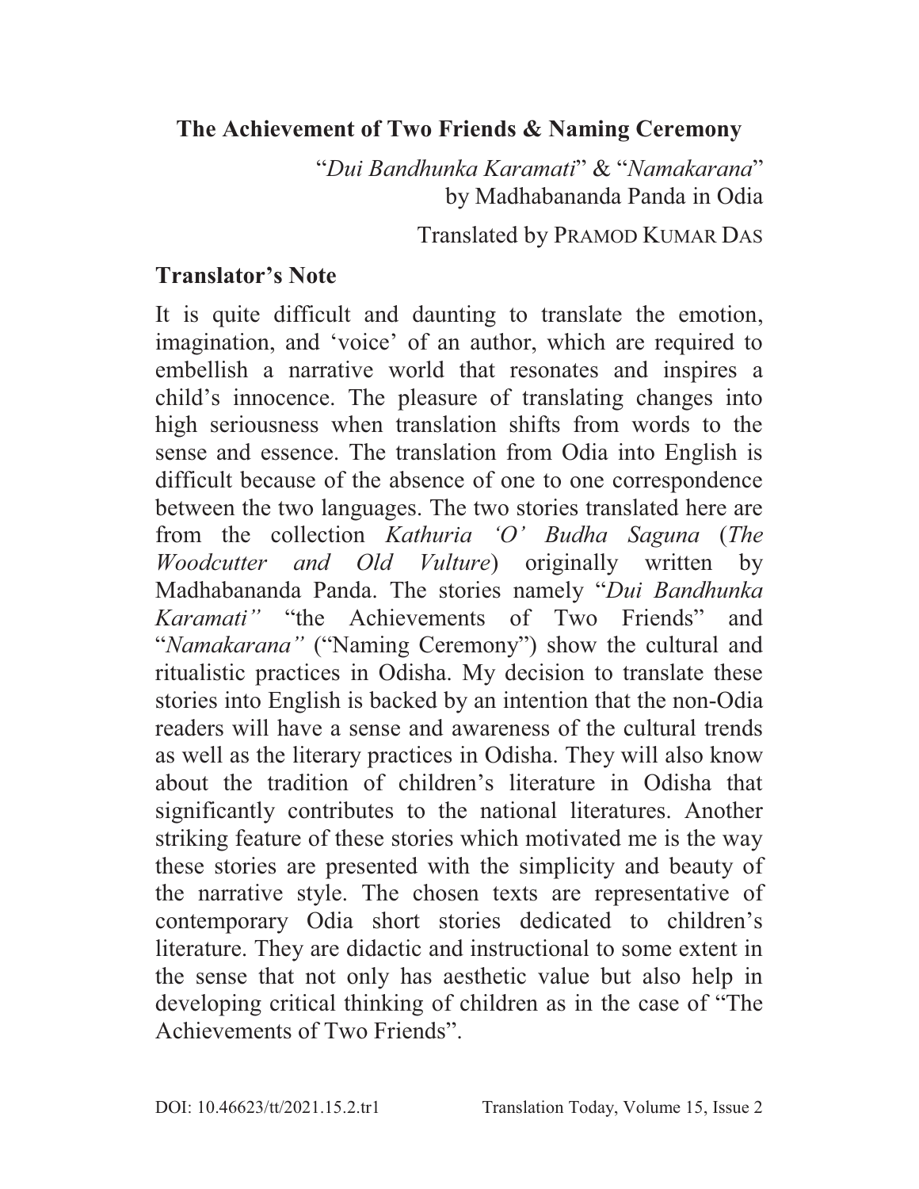# The Achievement of Two Friends & Naming Ceremony

"*Dui Bandhunka Karamati*" & "*Namakarana*"
by Madhabananda Panda in Odia

Translated by PRAMOD KUMAR DAS

## Translator's Note

It is quite difficult and daunting to translate the emotion, imagination, and 'voice' of an author, which are required to embellish a narrative world that resonates and inspires a child's innocence. The pleasure of translating changes into high seriousness when translation shifts from words to the sense and essence. The translation from Odia into English is difficult because of the absence of one to one correspondence between the two languages. The two stories translated here are from the collection *Kathuria 'O' Budha Saguna* (*The Woodcutter and Old Vulture*) originally written by Madhabananda Panda. The stories namely "*Dui Bandhunka Karamati"* "the Achievements of Two Friends" and "*Namakarana"* ("Naming Ceremony") show the cultural and ritualistic practices in Odisha. My decision to translate these stories into English is backed by an intention that the non-Odia readers will have a sense and awareness of the cultural trends as well as the literary practices in Odisha. They will also know about the tradition of children's literature in Odisha that significantly contributes to the national literatures. Another striking feature of these stories which motivated me is the way these stories are presented with the simplicity and beauty of the narrative style. The chosen texts are representative of contemporary Odia short stories dedicated to children's literature. They are didactic and instructional to some extent in the sense that not only has aesthetic value but also help in developing critical thinking of children as in the case of "The Achievements of Two Friends".

DOI: 10.46623/tt/2021.15.2.tr1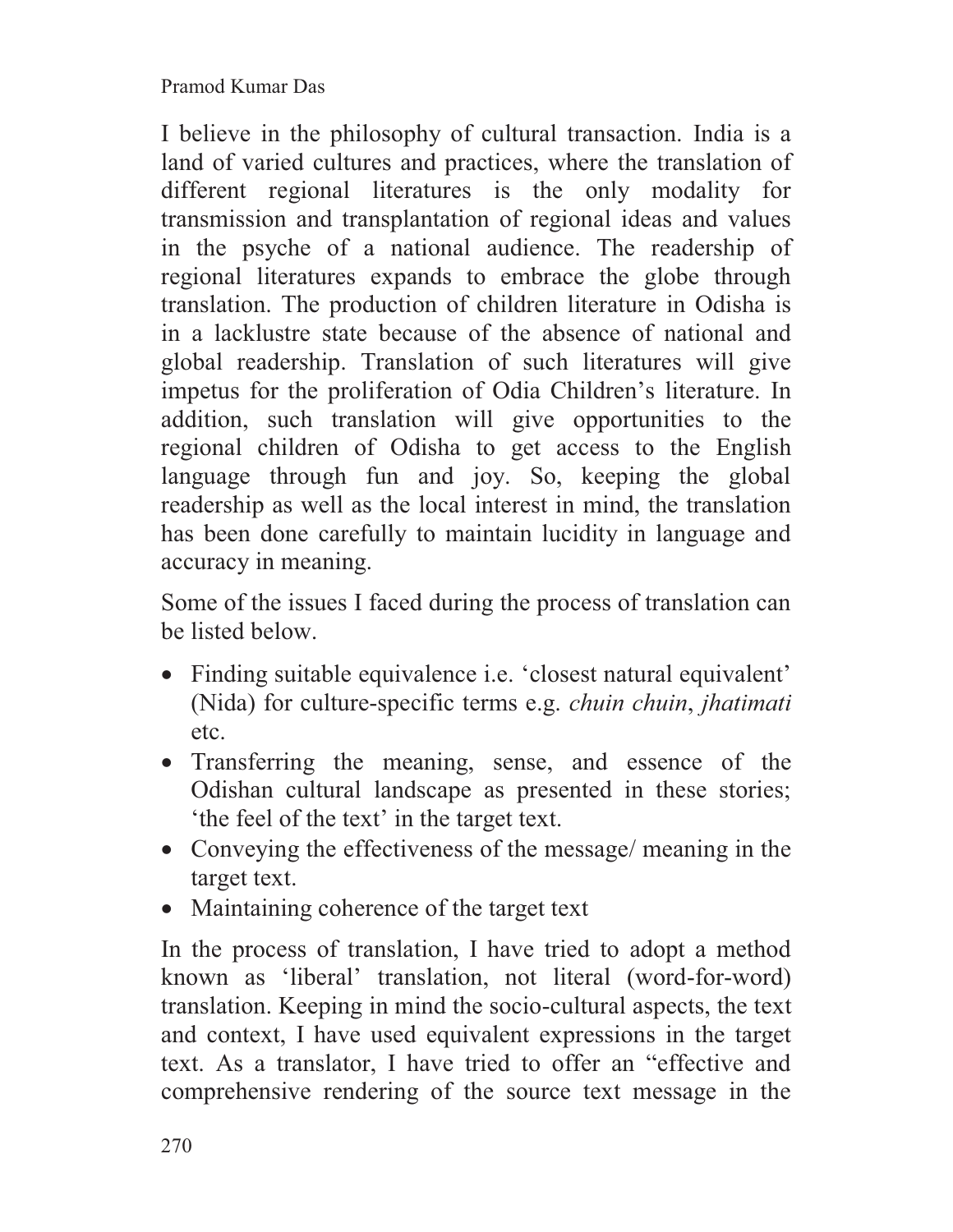I believe in the philosophy of cultural transaction. India is a land of varied cultures and practices, where the translation of different regional literatures is the only modality for transmission and transplantation of regional ideas and values in the psyche of a national audience. The readership of regional literatures expands to embrace the globe through translation. The production of children literature in Odisha is in a lacklustre state because of the absence of national and global readership. Translation of such literatures will give impetus for the proliferation of Odia Children's literature. In addition, such translation will give opportunities to the regional children of Odisha to get access to the English language through fun and joy. So, keeping the global readership as well as the local interest in mind, the translation has been done carefully to maintain lucidity in language and accuracy in meaning.

Some of the issues I faced during the process of translation can be listed below.

- Finding suitable equivalence i.e. 'closest natural equivalent' (Nida) for culture-specific terms e.g. *chuin chuin*, *jhatimati* etc.
- Transferring the meaning, sense, and essence of the Odishan cultural landscape as presented in these stories; 'the feel of the text' in the target text.
- Conveying the effectiveness of the message/ meaning in the target text.
- Maintaining coherence of the target text

In the process of translation, I have tried to adopt a method known as 'liberal' translation, not literal (word-for-word) translation. Keeping in mind the socio-cultural aspects, the text and context, I have used equivalent expressions in the target text. As a translator, I have tried to offer an "effective and comprehensive rendering of the source text message in the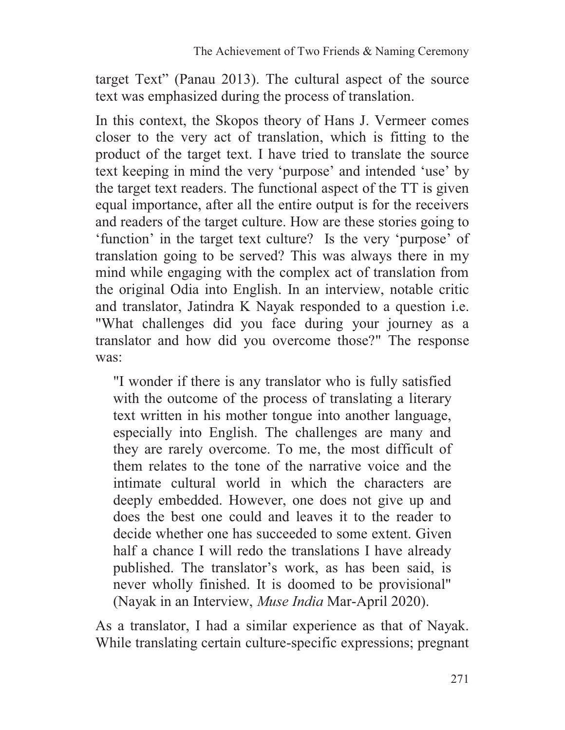target Text" (Panau 2013). The cultural aspect of the source text was emphasized during the process of translation.

In this context, the Skopos theory of Hans J. Vermeer comes closer to the very act of translation, which is fitting to the product of the target text. I have tried to translate the source text keeping in mind the very 'purpose' and intended 'use' by the target text readers. The functional aspect of the TT is given equal importance, after all the entire output is for the receivers and readers of the target culture. How are these stories going to 'function' in the target text culture? Is the very 'purpose' of translation going to be served? This was always there in my mind while engaging with the complex act of translation from the original Odia into English. In an interview, notable critic and translator, Jatindra K Nayak responded to a question i.e. "What challenges did you face during your journey as a translator and how did you overcome those?" The response was:

> "I wonder if there is any translator who is fully satisfied with the outcome of the process of translating a literary text written in his mother tongue into another language, especially into English. The challenges are many and they are rarely overcome. To me, the most difficult of them relates to the tone of the narrative voice and the intimate cultural world in which the characters are deeply embedded. However, one does not give up and does the best one could and leaves it to the reader to decide whether one has succeeded to some extent. Given half a chance I will redo the translations I have already published. The translator's work, as has been said, is never wholly finished. It is doomed to be provisional" (Nayak in an Interview, *Muse India* Mar-April 2020).

As a translator, I had a similar experience as that of Nayak. While translating certain culture-specific expressions; pregnant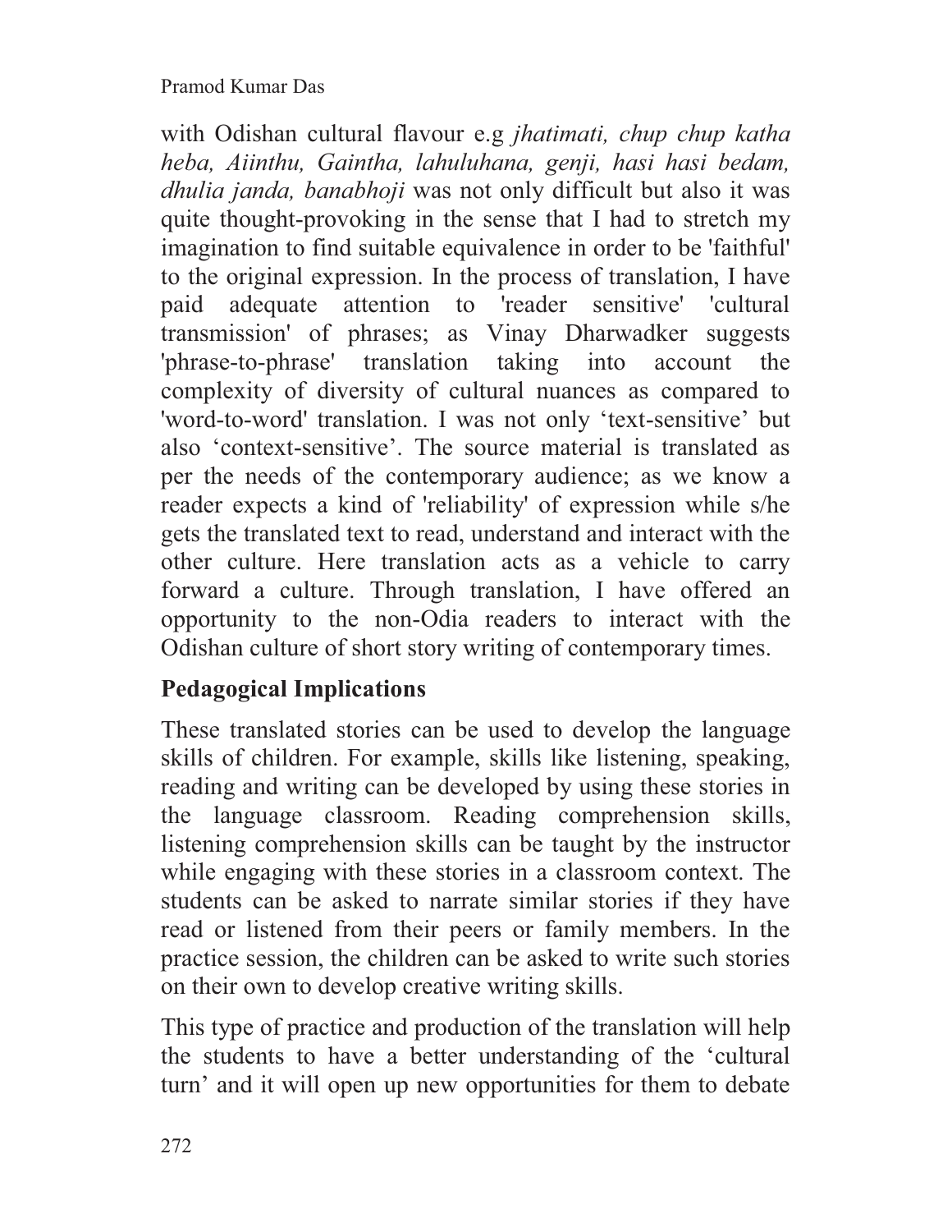with Odishan cultural flavour e.g *jhatimati, chup chup katha heba, Aiinthu, Gaintha, lahuluhana, genji, hasi hasi bedam, dhulia janda, banabhoji* was not only difficult but also it was quite thought-provoking in the sense that I had to stretch my imagination to find suitable equivalence in order to be 'faithful' to the original expression. In the process of translation, I have paid adequate attention to 'reader sensitive' 'cultural transmission' of phrases; as Vinay Dharwadker suggests 'phrase-to-phrase' translation taking into account the complexity of diversity of cultural nuances as compared to 'word-to-word' translation. I was not only 'text-sensitive' but also 'context-sensitive'. The source material is translated as per the needs of the contemporary audience; as we know a reader expects a kind of 'reliability' of expression while s/he gets the translated text to read, understand and interact with the other culture. Here translation acts as a vehicle to carry forward a culture. Through translation, I have offered an opportunity to the non-Odia readers to interact with the Odishan culture of short story writing of contemporary times.

## Pedagogical Implications

These translated stories can be used to develop the language skills of children. For example, skills like listening, speaking, reading and writing can be developed by using these stories in the language classroom. Reading comprehension skills, listening comprehension skills can be taught by the instructor while engaging with these stories in a classroom context. The students can be asked to narrate similar stories if they have read or listened from their peers or family members. In the practice session, the children can be asked to write such stories on their own to develop creative writing skills.

This type of practice and production of the translation will help the students to have a better understanding of the 'cultural turn' and it will open up new opportunities for them to debate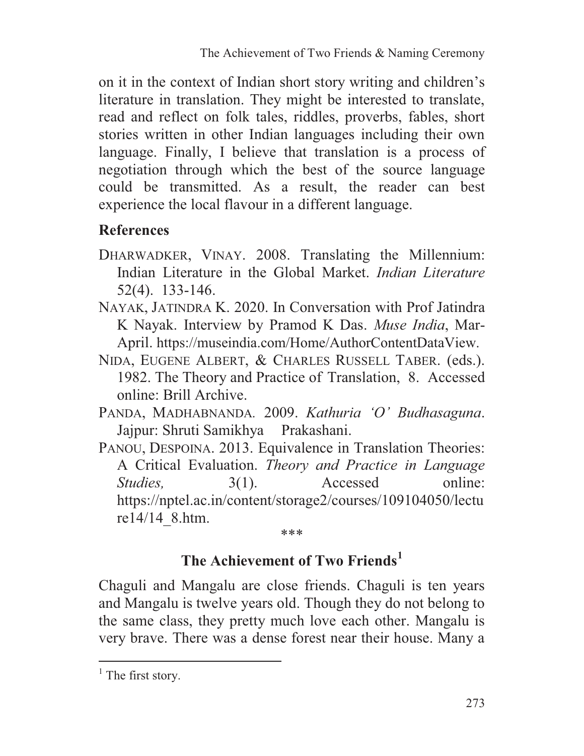on it in the context of Indian short story writing and children's literature in translation. They might be interested to translate, read and reflect on folk tales, riddles, proverbs, fables, short stories written in other Indian languages including their own language. Finally, I believe that translation is a process of negotiation through which the best of the source language could be transmitted. As a result, the reader can best experience the local flavour in a different language.

## References

DHARWADKER, VINAY. 2008. Translating the Millennium: Indian Literature in the Global Market. *Indian Literature* 52(4). 133-146.

NAYAK, JATINDRA K. 2020. In Conversation with Prof Jatindra K Nayak. Interview by Pramod K Das. *Muse India*, Mar-April. https://museindia.com/Home/AuthorContentDataView.

NIDA, EUGENE ALBERT, & CHARLES RUSSELL TABER. (eds.). 1982. The Theory and Practice of Translation, 8. Accessed online: Brill Archive.

PANDA, MADHABNANDA. 2009. *Kathuria 'O' Budhasaguna*. Jajpur: Shruti Samikhya Prakashani.

PANOU, DESPOINA. 2013. Equivalence in Translation Theories: A Critical Evaluation. *Theory and Practice in Language Studies,* 3(1). Accessed online: https://nptel.ac.in/content/storage2/courses/109104050/lecture14/14_8.htm.

***

## The Achievement of Two Friends[1]

Chaguli and Mangalu are close friends. Chaguli is ten years and Mangalu is twelve years old. Though they do not belong to the same class, they pretty much love each other. Mangalu is very brave. There was a dense forest near their house. Many a

[1] The first story.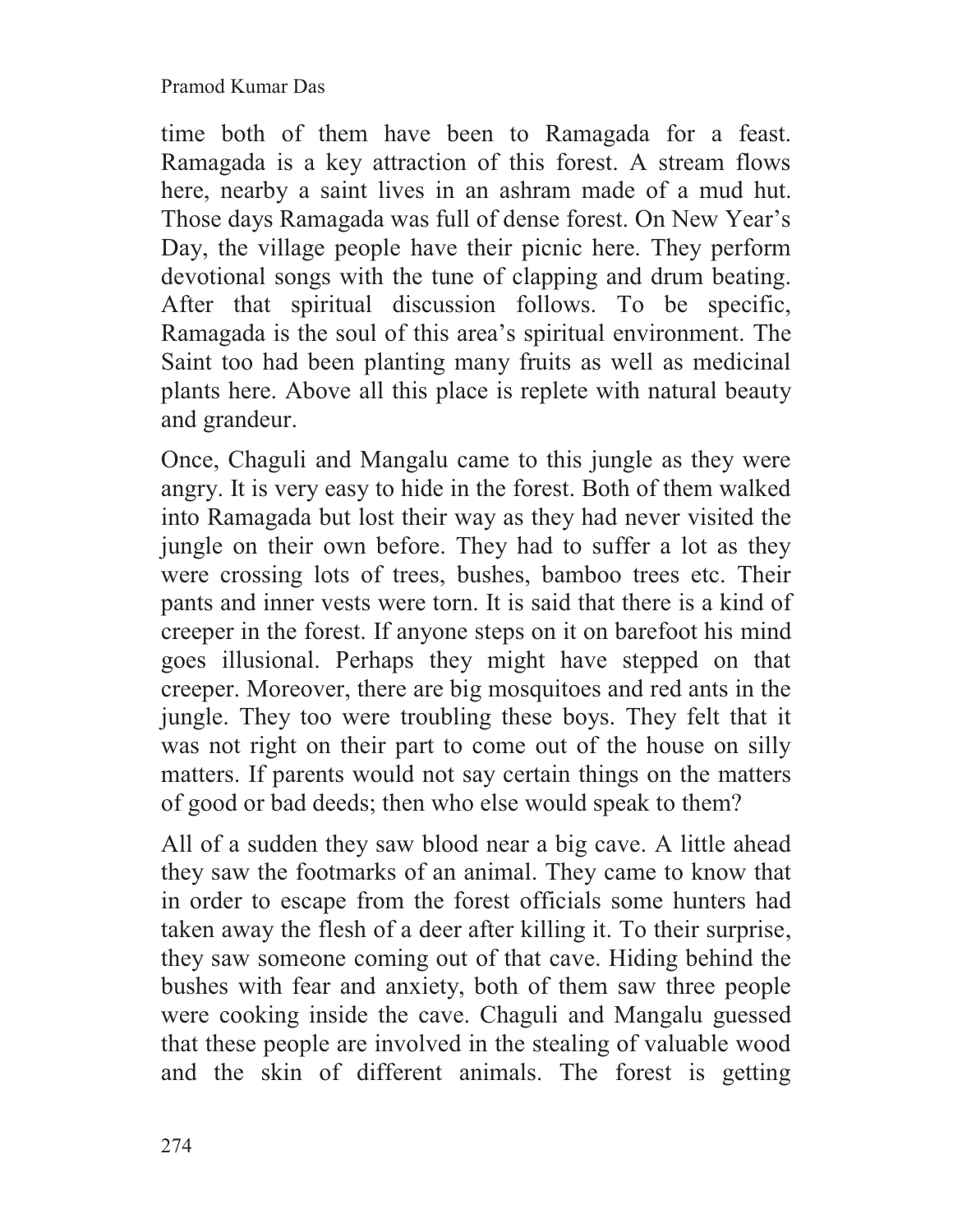time both of them have been to Ramagada for a feast. Ramagada is a key attraction of this forest. A stream flows here, nearby a saint lives in an ashram made of a mud hut. Those days Ramagada was full of dense forest. On New Year's Day, the village people have their picnic here. They perform devotional songs with the tune of clapping and drum beating. After that spiritual discussion follows. To be specific, Ramagada is the soul of this area's spiritual environment. The Saint too had been planting many fruits as well as medicinal plants here. Above all this place is replete with natural beauty and grandeur.

Once, Chaguli and Mangalu came to this jungle as they were angry. It is very easy to hide in the forest. Both of them walked into Ramagada but lost their way as they had never visited the jungle on their own before. They had to suffer a lot as they were crossing lots of trees, bushes, bamboo trees etc. Their pants and inner vests were torn. It is said that there is a kind of creeper in the forest. If anyone steps on it on barefoot his mind goes illusional. Perhaps they might have stepped on that creeper. Moreover, there are big mosquitoes and red ants in the jungle. They too were troubling these boys. They felt that it was not right on their part to come out of the house on silly matters. If parents would not say certain things on the matters of good or bad deeds; then who else would speak to them?

All of a sudden they saw blood near a big cave. A little ahead they saw the footmarks of an animal. They came to know that in order to escape from the forest officials some hunters had taken away the flesh of a deer after killing it. To their surprise, they saw someone coming out of that cave. Hiding behind the bushes with fear and anxiety, both of them saw three people were cooking inside the cave. Chaguli and Mangalu guessed that these people are involved in the stealing of valuable wood and the skin of different animals. The forest is getting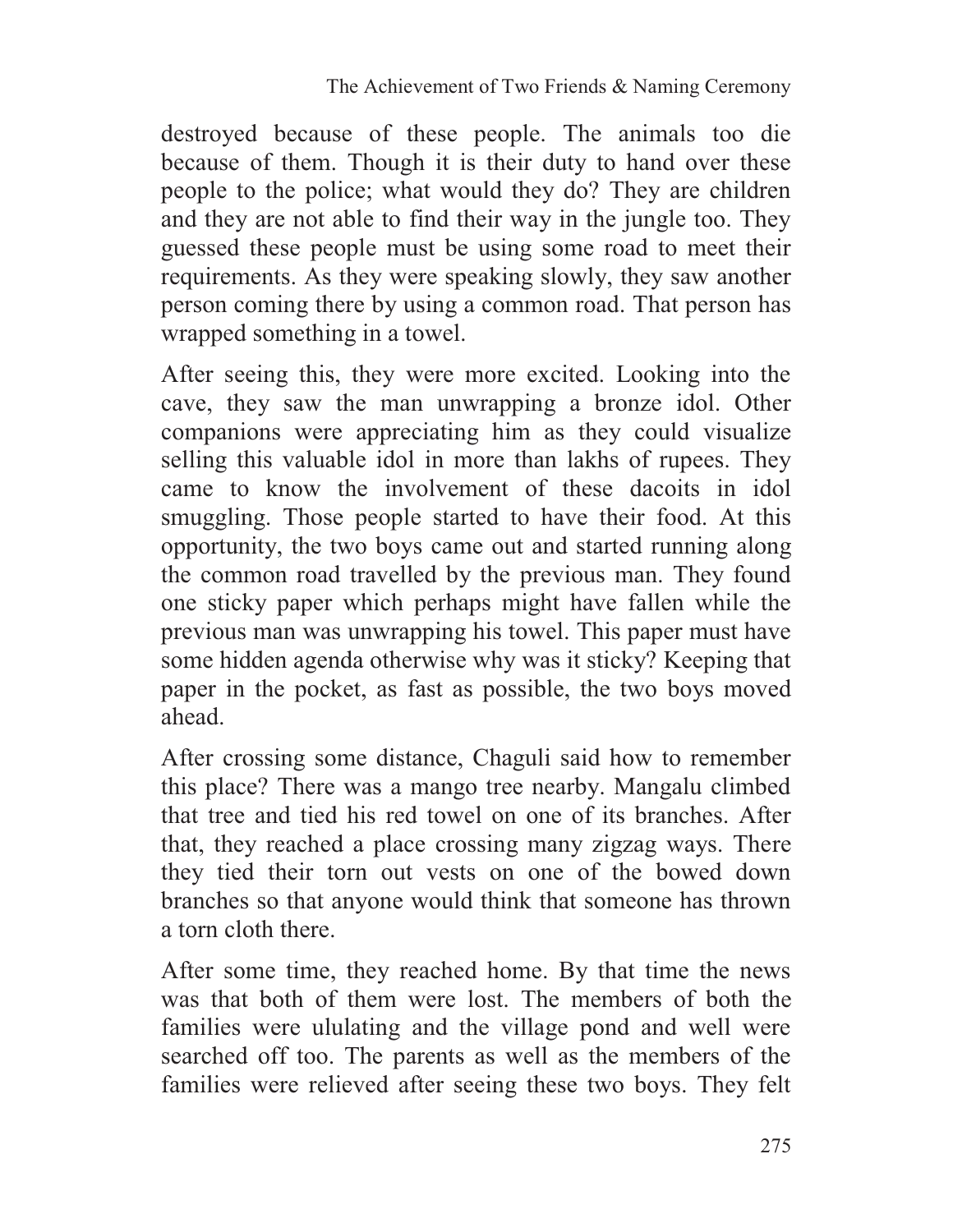destroyed because of these people. The animals too die because of them. Though it is their duty to hand over these people to the police; what would they do? They are children and they are not able to find their way in the jungle too. They guessed these people must be using some road to meet their requirements. As they were speaking slowly, they saw another person coming there by using a common road. That person has wrapped something in a towel.

After seeing this, they were more excited. Looking into the cave, they saw the man unwrapping a bronze idol. Other companions were appreciating him as they could visualize selling this valuable idol in more than lakhs of rupees. They came to know the involvement of these dacoits in idol smuggling. Those people started to have their food. At this opportunity, the two boys came out and started running along the common road travelled by the previous man. They found one sticky paper which perhaps might have fallen while the previous man was unwrapping his towel. This paper must have some hidden agenda otherwise why was it sticky? Keeping that paper in the pocket, as fast as possible, the two boys moved ahead.

After crossing some distance, Chaguli said how to remember this place? There was a mango tree nearby. Mangalu climbed that tree and tied his red towel on one of its branches. After that, they reached a place crossing many zigzag ways. There they tied their torn out vests on one of the bowed down branches so that anyone would think that someone has thrown a torn cloth there.

After some time, they reached home. By that time the news was that both of them were lost. The members of both the families were ululating and the village pond and well were searched off too. The parents as well as the members of the families were relieved after seeing these two boys. They felt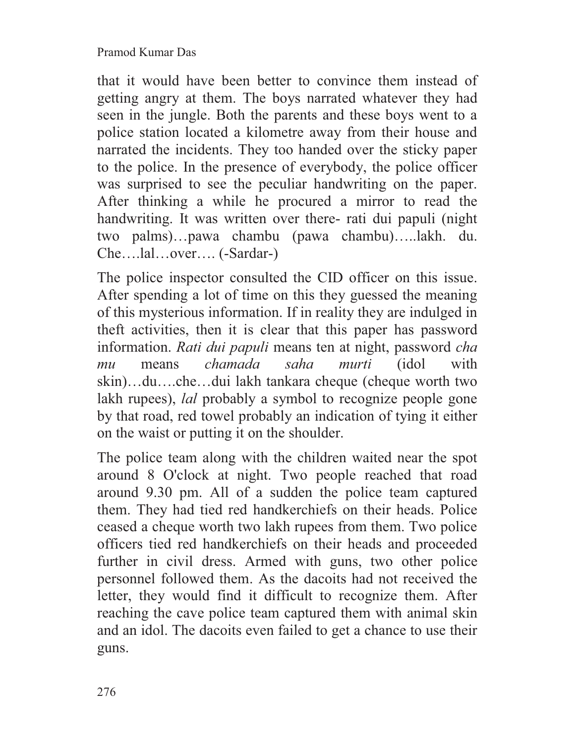that it would have been better to convince them instead of getting angry at them. The boys narrated whatever they had seen in the jungle. Both the parents and these boys went to a police station located a kilometre away from their house and narrated the incidents. They too handed over the sticky paper to the police. In the presence of everybody, the police officer was surprised to see the peculiar handwriting on the paper. After thinking a while he procured a mirror to read the handwriting. It was written over there- rati dui papuli (night two palms)…pawa chambu (pawa chambu)…..lakh. du. Che….lal…over…. (-Sardar-)

The police inspector consulted the CID officer on this issue. After spending a lot of time on this they guessed the meaning of this mysterious information. If in reality they are indulged in theft activities, then it is clear that this paper has password information. *Rati dui papuli* means ten at night, password *cha mu* means *chamada saha murti* (idol with skin)…du….che…dui lakh tankara cheque (cheque worth two lakh rupees), *lal* probably a symbol to recognize people gone by that road, red towel probably an indication of tying it either on the waist or putting it on the shoulder.

The police team along with the children waited near the spot around 8 O'clock at night. Two people reached that road around 9.30 pm. All of a sudden the police team captured them. They had tied red handkerchiefs on their heads. Police ceased a cheque worth two lakh rupees from them. Two police officers tied red handkerchiefs on their heads and proceeded further in civil dress. Armed with guns, two other police personnel followed them. As the dacoits had not received the letter, they would find it difficult to recognize them. After reaching the cave police team captured them with animal skin and an idol. The dacoits even failed to get a chance to use their guns.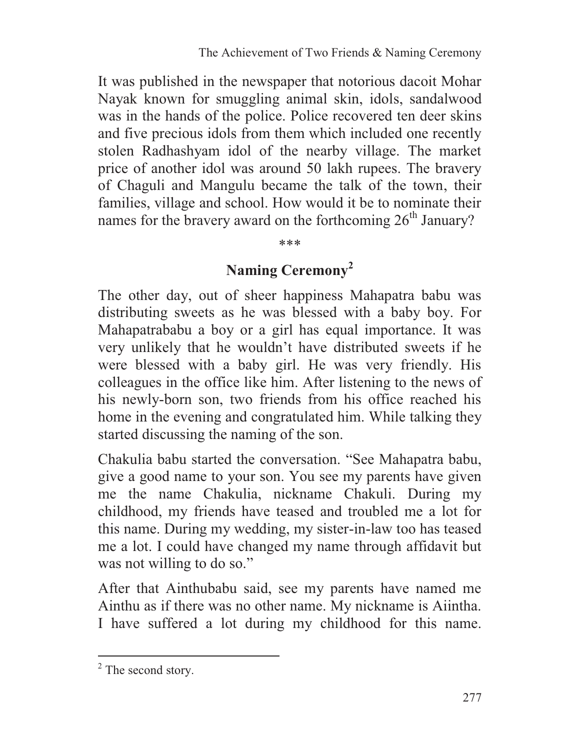It was published in the newspaper that notorious dacoit Mohar Nayak known for smuggling animal skin, idols, sandalwood was in the hands of the police. Police recovered ten deer skins and five precious idols from them which included one recently stolen Radhashyam idol of the nearby village. The market price of another idol was around 50 lakh rupees. The bravery of Chaguli and Mangulu became the talk of the town, their families, village and school. How would it be to nominate their names for the bravery award on the forthcoming 26th January?

\*\*\*

## Naming Ceremony[2]

The other day, out of sheer happiness Mahapatra babu was distributing sweets as he was blessed with a baby boy. For Mahapatrababu a boy or a girl has equal importance. It was very unlikely that he wouldn't have distributed sweets if he were blessed with a baby girl. He was very friendly. His colleagues in the office like him. After listening to the news of his newly-born son, two friends from his office reached his home in the evening and congratulated him. While talking they started discussing the naming of the son.

Chakulia babu started the conversation. "See Mahapatra babu, give a good name to your son. You see my parents have given me the name Chakulia, nickname Chakuli. During my childhood, my friends have teased and troubled me a lot for this name. During my wedding, my sister-in-law too has teased me a lot. I could have changed my name through affidavit but was not willing to do so."

After that Ainthubabu said, see my parents have named me Ainthu as if there was no other name. My nickname is Aiintha. I have suffered a lot during my childhood for this name.

[2] The second story.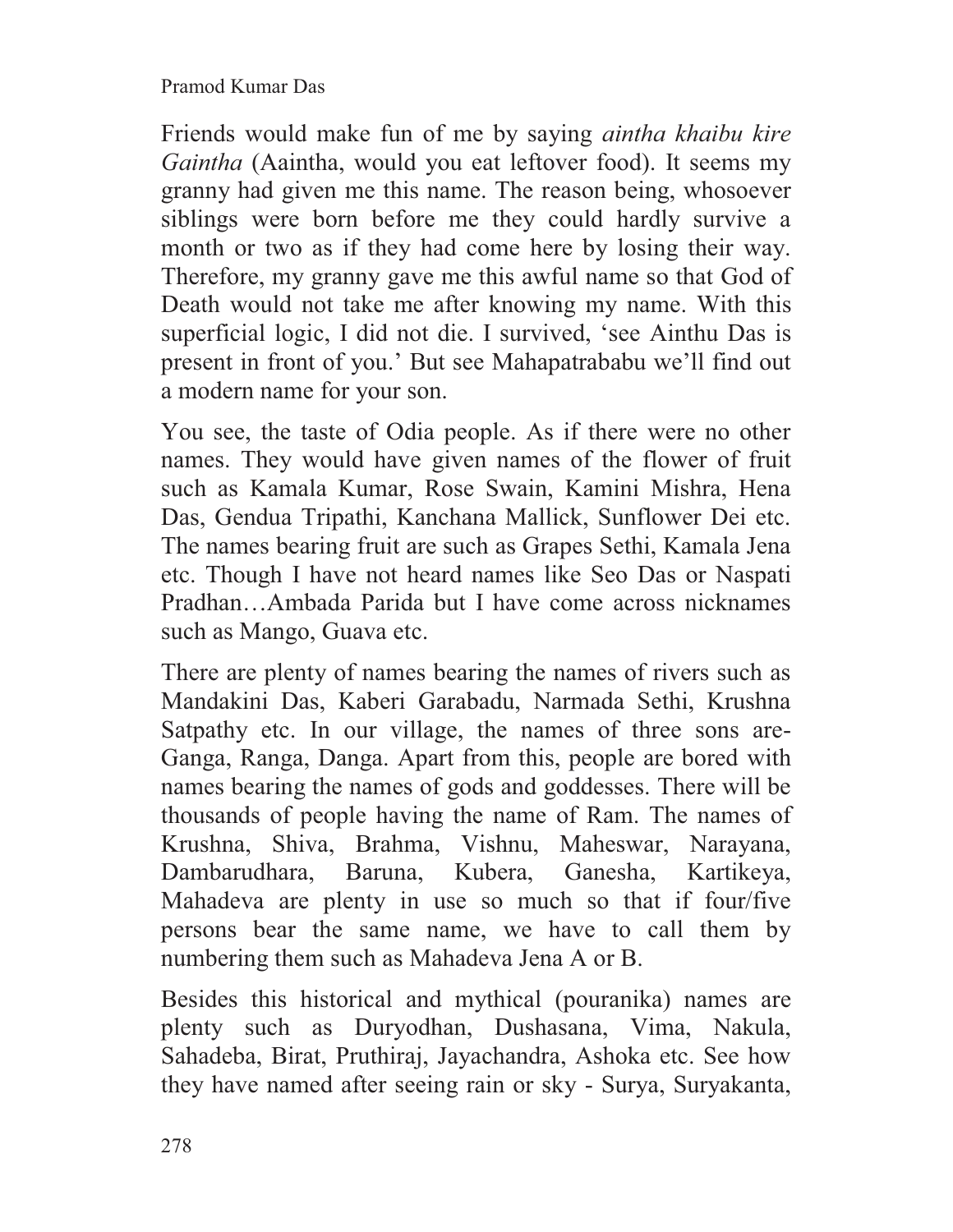Friends would make fun of me by saying *aintha khaibu kire Gaintha* (Aaintha, would you eat leftover food). It seems my granny had given me this name. The reason being, whosoever siblings were born before me they could hardly survive a month or two as if they had come here by losing their way. Therefore, my granny gave me this awful name so that God of Death would not take me after knowing my name. With this superficial logic, I did not die. I survived, 'see Ainthu Das is present in front of you.' But see Mahapatrababu we'll find out a modern name for your son.

You see, the taste of Odia people. As if there were no other names. They would have given names of the flower of fruit such as Kamala Kumar, Rose Swain, Kamini Mishra, Hena Das, Gendua Tripathi, Kanchana Mallick, Sunflower Dei etc. The names bearing fruit are such as Grapes Sethi, Kamala Jena etc. Though I have not heard names like Seo Das or Naspati Pradhan…Ambada Parida but I have come across nicknames such as Mango, Guava etc.

There are plenty of names bearing the names of rivers such as Mandakini Das, Kaberi Garabadu, Narmada Sethi, Krushna Satpathy etc. In our village, the names of three sons are- Ganga, Ranga, Danga. Apart from this, people are bored with names bearing the names of gods and goddesses. There will be thousands of people having the name of Ram. The names of Krushna, Shiva, Brahma, Vishnu, Maheswar, Narayana, Dambarudhara, Baruna, Kubera, Ganesha, Kartikeya, Mahadeva are plenty in use so much so that if four/five persons bear the same name, we have to call them by numbering them such as Mahadeva Jena A or B.

Besides this historical and mythical (pouranika) names are plenty such as Duryodhan, Dushasana, Vima, Nakula, Sahadeba, Birat, Pruthiraj, Jayachandra, Ashoka etc. See how they have named after seeing rain or sky - Surya, Suryakanta,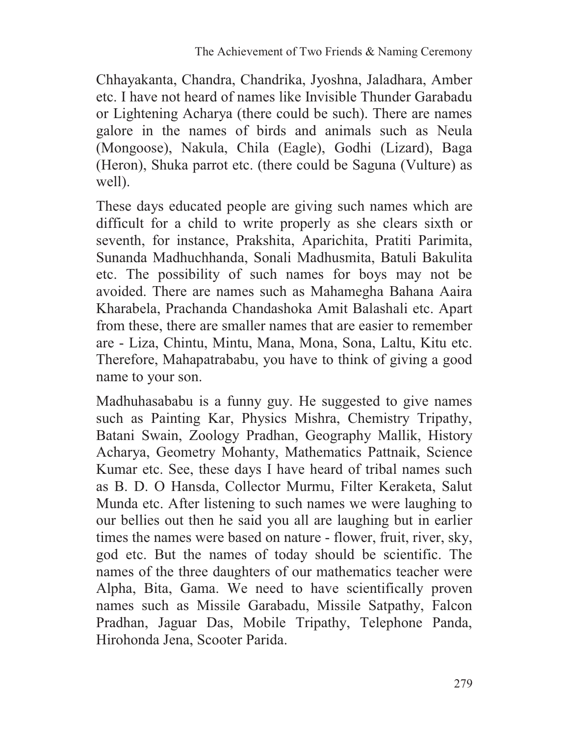Chhayakanta, Chandra, Chandrika, Jyoshna, Jaladhara, Amber etc. I have not heard of names like Invisible Thunder Garabadu or Lightening Acharya (there could be such). There are names galore in the names of birds and animals such as Neula (Mongoose), Nakula, Chila (Eagle), Godhi (Lizard), Baga (Heron), Shuka parrot etc. (there could be Saguna (Vulture) as well).

These days educated people are giving such names which are difficult for a child to write properly as she clears sixth or seventh, for instance, Prakshita, Aparichita, Pratiti Parimita, Sunanda Madhuchhanda, Sonali Madhusmita, Batuli Bakulita etc. The possibility of such names for boys may not be avoided. There are names such as Mahamegha Bahana Aaira Kharabela, Prachanda Chandashoka Amit Balashali etc. Apart from these, there are smaller names that are easier to remember are - Liza, Chintu, Mintu, Mana, Mona, Sona, Laltu, Kitu etc. Therefore, Mahapatrababu, you have to think of giving a good name to your son.

Madhuhasababu is a funny guy. He suggested to give names such as Painting Kar, Physics Mishra, Chemistry Tripathy, Batani Swain, Zoology Pradhan, Geography Mallik, History Acharya, Geometry Mohanty, Mathematics Pattnaik, Science Kumar etc. See, these days I have heard of tribal names such as B. D. O Hansda, Collector Murmu, Filter Keraketa, Salut Munda etc. After listening to such names we were laughing to our bellies out then he said you all are laughing but in earlier times the names were based on nature - flower, fruit, river, sky, god etc. But the names of today should be scientific. The names of the three daughters of our mathematics teacher were Alpha, Bita, Gama. We need to have scientifically proven names such as Missile Garabadu, Missile Satpathy, Falcon Pradhan, Jaguar Das, Mobile Tripathy, Telephone Panda, Hirohonda Jena, Scooter Parida.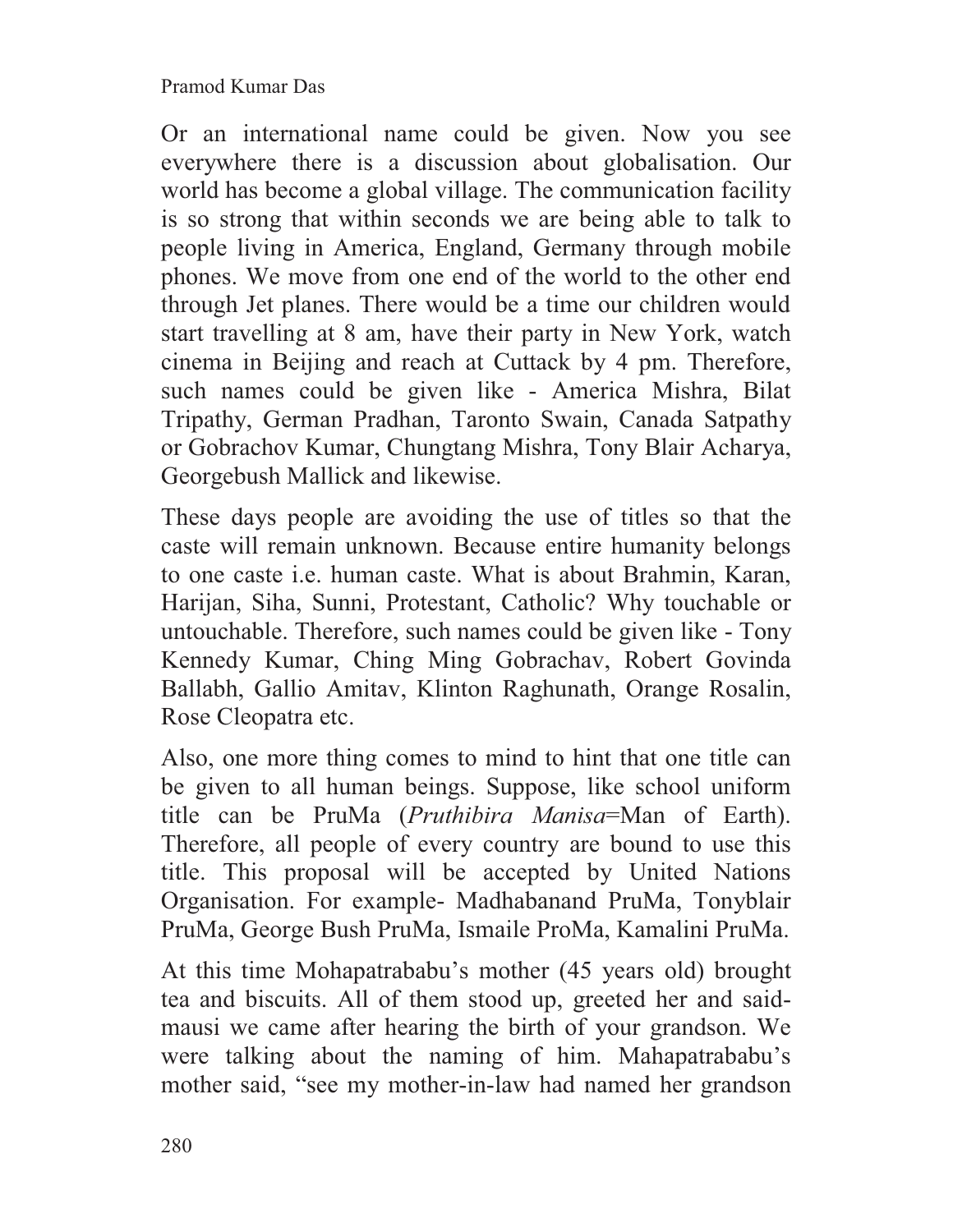Or an international name could be given. Now you see everywhere there is a discussion about globalisation. Our world has become a global village. The communication facility is so strong that within seconds we are being able to talk to people living in America, England, Germany through mobile phones. We move from one end of the world to the other end through Jet planes. There would be a time our children would start travelling at 8 am, have their party in New York, watch cinema in Beijing and reach at Cuttack by 4 pm. Therefore, such names could be given like - America Mishra, Bilat Tripathy, German Pradhan, Taronto Swain, Canada Satpathy or Gobrachov Kumar, Chungtang Mishra, Tony Blair Acharya, Georgebush Mallick and likewise.

These days people are avoiding the use of titles so that the caste will remain unknown. Because entire humanity belongs to one caste i.e. human caste. What is about Brahmin, Karan, Harijan, Siha, Sunni, Protestant, Catholic? Why touchable or untouchable. Therefore, such names could be given like - Tony Kennedy Kumar, Ching Ming Gobrachav, Robert Govinda Ballabh, Gallio Amitav, Klinton Raghunath, Orange Rosalin, Rose Cleopatra etc.

Also, one more thing comes to mind to hint that one title can be given to all human beings. Suppose, like school uniform title can be PruMa (*Pruthibira Manisa*=Man of Earth). Therefore, all people of every country are bound to use this title. This proposal will be accepted by United Nations Organisation. For example- Madhabanand PruMa, Tonyblair PruMa, George Bush PruMa, Ismaile ProMa, Kamalini PruMa.

At this time Mohapatrababu's mother (45 years old) brought tea and biscuits. All of them stood up, greeted her and said- mausi we came after hearing the birth of your grandson. We were talking about the naming of him. Mahapatrababu's mother said, "see my mother-in-law had named her grandson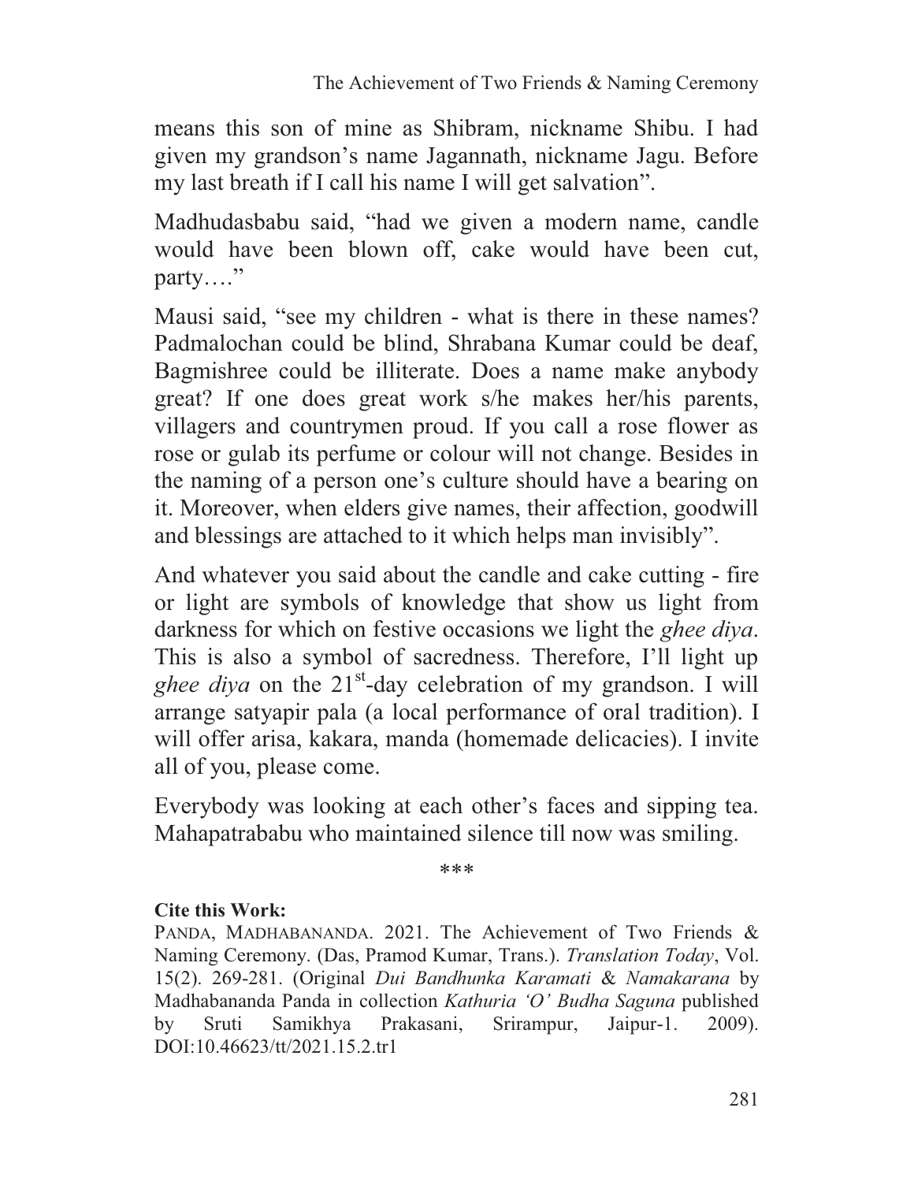means this son of mine as Shibram, nickname Shibu. I had given my grandson's name Jagannath, nickname Jagu. Before my last breath if I call his name I will get salvation".

Madhudasbabu said, "had we given a modern name, candle would have been blown off, cake would have been cut, party…."

Mausi said, "see my children - what is there in these names? Padmalochan could be blind, Shrabana Kumar could be deaf, Bagmishree could be illiterate. Does a name make anybody great? If one does great work s/he makes her/his parents, villagers and countrymen proud. If you call a rose flower as rose or gulab its perfume or colour will not change. Besides in the naming of a person one's culture should have a bearing on it. Moreover, when elders give names, their affection, goodwill and blessings are attached to it which helps man invisibly".

And whatever you said about the candle and cake cutting - fire or light are symbols of knowledge that show us light from darkness for which on festive occasions we light the *ghee diya*. This is also a symbol of sacredness. Therefore, I'll light up *ghee diya* on the 21st-day celebration of my grandson. I will arrange satyapir pala (a local performance of oral tradition). I will offer arisa, kakara, manda (homemade delicacies). I invite all of you, please come.

Everybody was looking at each other's faces and sipping tea. Mahapatrababu who maintained silence till now was smiling.

***

**Cite this Work:**

PANDA, MADHABANANDA. 2021. The Achievement of Two Friends & Naming Ceremony. (Das, Pramod Kumar, Trans.). *Translation Today*, Vol. 15(2). 269-281. (Original *Dui Bandhunka Karamati* & *Namakarana* by Madhabananda Panda in collection *Kathuria 'O' Budha Saguna* published by Sruti Samikhya Prakasani, Srirampur, Jaipur-1. 2009). DOI:10.46623/tt/2021.15.2.tr1